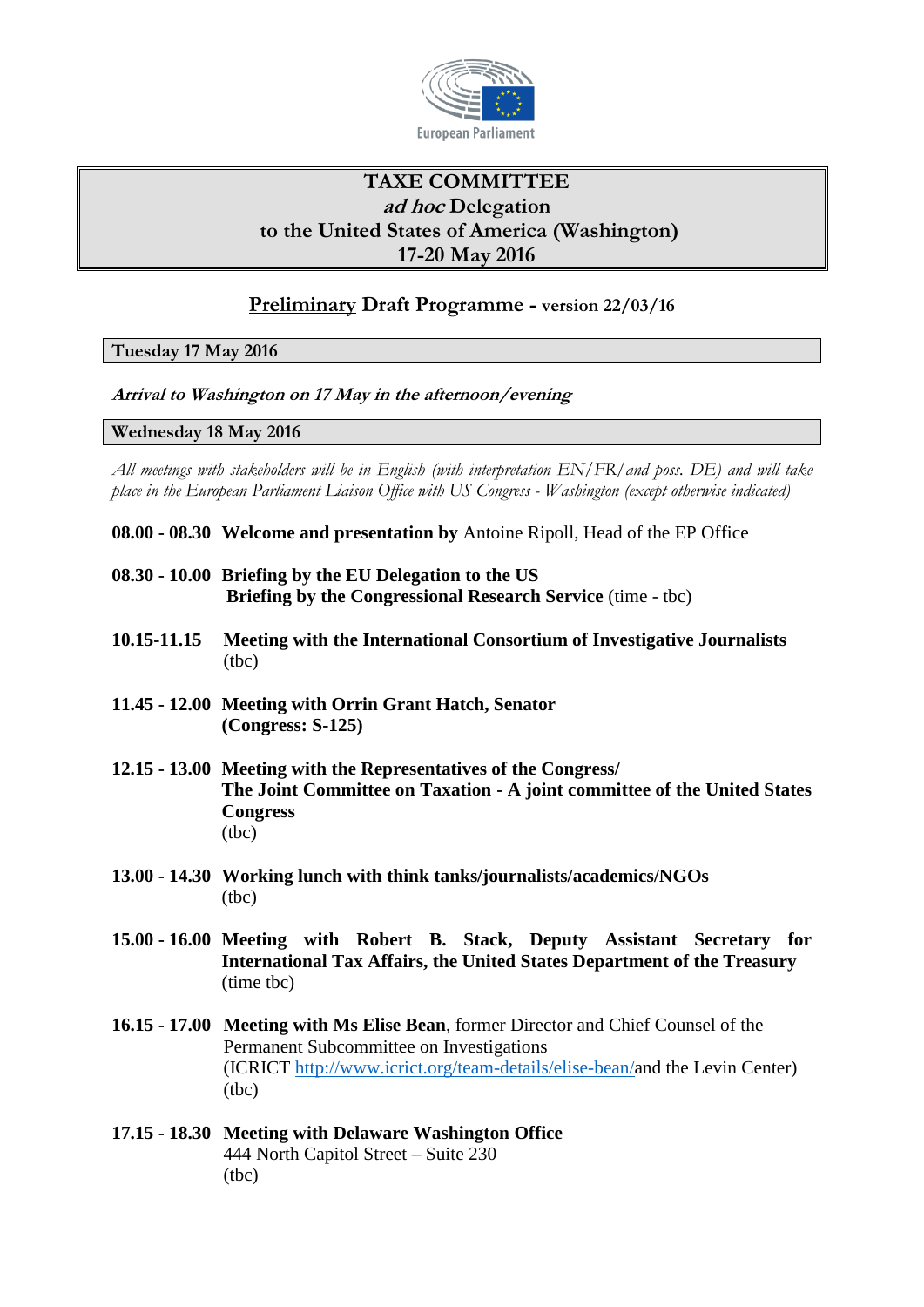European Parliament

# TAXE COMMITTEE
## *ad hoc* Delegation
## to the United States of America (Washington)
## 17-20 May 2016

### Preliminary Draft Programme - version 22/03/16

**Tuesday 17 May 2016**

***Arrival to Washington on 17 May in the afternoon/evening***

**Wednesday 18 May 2016**

*All meetings with stakeholders will be in English (with interpretation EN/FR/and poss. DE) and will take place in the European Parliament Liaison Office with US Congress - Washington (except otherwise indicated)*

**08.00 - 08.30** **Welcome and presentation by** Antoine Ripoll, Head of the EP Office

**08.30 - 10.00** **Briefing by the EU Delegation to the US**
**Briefing by the Congressional Research Service** (time - tbc)

**10.15-11.15** **Meeting with the International Consortium of Investigative Journalists** (tbc)

**11.45 - 12.00** **Meeting with Orrin Grant Hatch, Senator**
**(Congress: S-125)**

**12.15 - 13.00** **Meeting with the Representatives of the Congress/**
**The Joint Committee on Taxation - A joint committee of the United States Congress**
(tbc)

**13.00 - 14.30** **Working lunch with think tanks/journalists/academics/NGOs**
(tbc)

**15.00 - 16.00** **Meeting with Robert B. Stack, Deputy Assistant Secretary for International Tax Affairs, the United States Department of the Treasury**
(time tbc)

**16.15 - 17.00** **Meeting with Ms Elise Bean**, former Director and Chief Counsel of the Permanent Subcommittee on Investigations
(ICRICT http://www.icrict.org/team-details/elise-bean/and the Levin Center)
(tbc)

**17.15 - 18.30** **Meeting with Delaware Washington Office**
444 North Capitol Street – Suite 230
(tbc)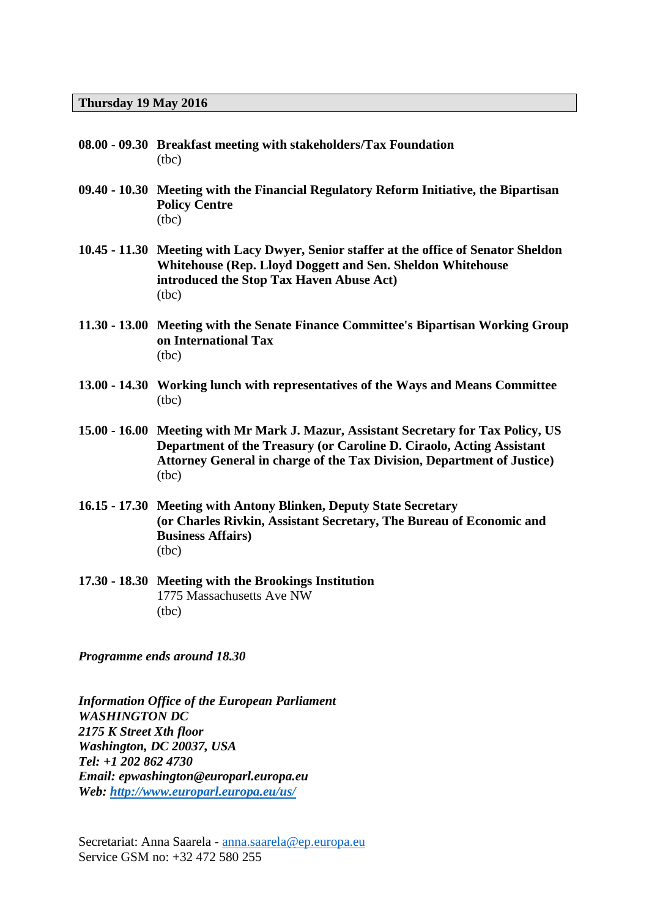**Thursday 19 May 2016**

**08.00 - 09.30** **Breakfast meeting with stakeholders/Tax Foundation**
(tbc)

**09.40 - 10.30** **Meeting with the Financial Regulatory Reform Initiative, the Bipartisan Policy Centre**
(tbc)

**10.45 - 11.30** **Meeting with Lacy Dwyer, Senior staffer at the office of Senator Sheldon Whitehouse (Rep. Lloyd Doggett and Sen. Sheldon Whitehouse introduced the Stop Tax Haven Abuse Act)**
(tbc)

**11.30 - 13.00** **Meeting with the Senate Finance Committee's Bipartisan Working Group on International Tax**
(tbc)

**13.00 - 14.30** **Working lunch with representatives of the Ways and Means Committee**
(tbc)

**15.00 - 16.00** **Meeting with Mr Mark J. Mazur, Assistant Secretary for Tax Policy, US Department of the Treasury (or Caroline D. Ciraolo, Acting Assistant Attorney General in charge of the Tax Division, Department of Justice)**
(tbc)

**16.15 - 17.30** **Meeting with Antony Blinken, Deputy State Secretary (or Charles Rivkin, Assistant Secretary, The Bureau of Economic and Business Affairs)**
(tbc)

**17.30 - 18.30** **Meeting with the Brookings Institution**
1775 Massachusetts Ave NW
(tbc)

***Programme ends around 18.30***

***Information Office of the European Parliament***
***WASHINGTON DC***
***2175 K Street Xth floor***
***Washington, DC 20037, USA***
***Tel: +1 202 862 4730***
***Email: epwashington@europarl.europa.eu***
***Web: [http://www.europarl.europa.eu/us/](http://www.europarl.europa.eu/us/)***

Secretariat: Anna Saarela - [anna.saarela@ep.europa.eu](mailto:anna.saarela@ep.europa.eu)
Service GSM no: +32 472 580 255